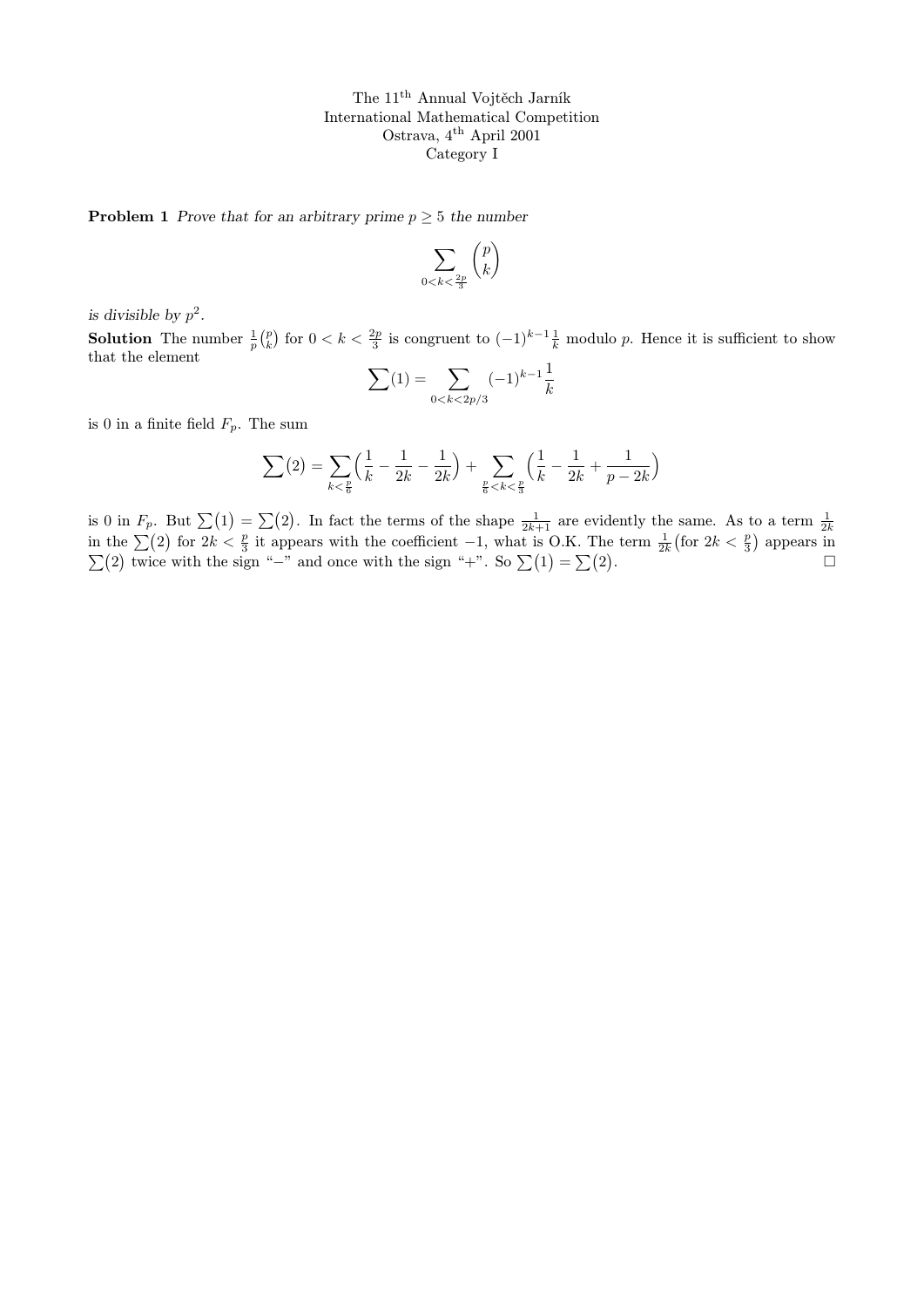The 11th Annual Vojtěch Jarník  
International Mathematical Competition  
Ostrava, 4th April 2001  
Category I

**Problem 1** *Prove that for an arbitrary prime $p \geq 5$ the number*

$$\sum_{0<k<\frac{2p}{3}} \binom{p}{k}$$

*is divisible by $p^2$.*

**Solution** The number $\frac{1}{p}\binom{p}{k}$ for $0 < k < \frac{2p}{3}$ is congruent to $(-1)^{k-1}\frac{1}{k}$ modulo $p$. Hence it is sufficient to show that the element

$$\sum(1) = \sum_{0<k<2p/3} (-1)^{k-1}\frac{1}{k}$$

is 0 in a finite field $F_p$. The sum

$$\sum(2) = \sum_{k<\frac{p}{6}}\left(\frac{1}{k} - \frac{1}{2k} - \frac{1}{2k}\right) + \sum_{\frac{p}{6}<k<\frac{p}{3}}\left(\frac{1}{k} - \frac{1}{2k} + \frac{1}{p-2k}\right)$$

is 0 in $F_p$. But $\sum(1) = \sum(2)$. In fact the terms of the shape $\frac{1}{2k+1}$ are evidently the same. As to a term $\frac{1}{2k}$ in the $\sum(2)$ for $2k < \frac{p}{3}$ it appears with the coefficient $-1$, what is O.K. The term $\frac{1}{2k}$ (for $2k < \frac{p}{3}$) appears in $\sum(2)$ twice with the sign "$-$" and once with the sign "$+$". So $\sum(1) = \sum(2)$. $\square$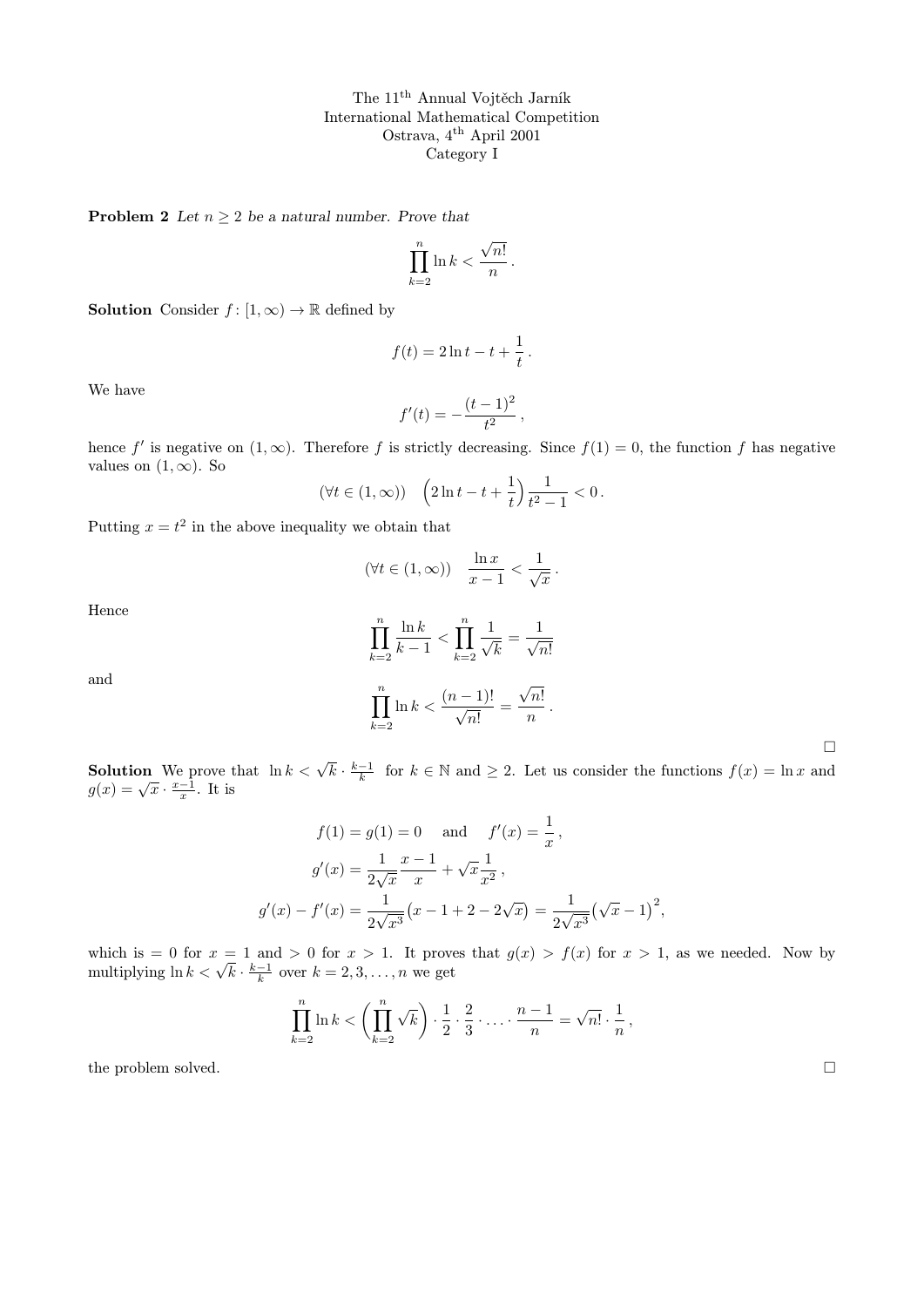The 11[th] Annual Vojtěch Jarník
International Mathematical Competition
Ostrava, 4[th] April 2001
Category I

**Problem 2** *Let $n \geq 2$ be a natural number. Prove that*

$$\prod_{k=2}^{n} \ln k < \frac{\sqrt{n!}}{n}.$$

**Solution** Consider $f\colon [1,\infty) \to \mathbb{R}$ defined by

$$f(t) = 2\ln t - t + \frac{1}{t}.$$

We have

$$f'(t) = -\frac{(t-1)^2}{t^2},$$

hence $f'$ is negative on $(1,\infty)$. Therefore $f$ is strictly decreasing. Since $f(1) = 0$, the function $f$ has negative values on $(1,\infty)$. So

$$(\forall t \in (1,\infty)) \quad \Big(2\ln t - t + \frac{1}{t}\Big)\frac{1}{t^2-1} < 0.$$

Putting $x = t^2$ in the above inequality we obtain that

$$(\forall t \in (1,\infty)) \quad \frac{\ln x}{x-1} < \frac{1}{\sqrt{x}}.$$

Hence

$$\prod_{k=2}^{n} \frac{\ln k}{k-1} < \prod_{k=2}^{n} \frac{1}{\sqrt{k}} = \frac{1}{\sqrt{n!}}$$

and

$$\prod_{k=2}^{n} \ln k < \frac{(n-1)!}{\sqrt{n!}} = \frac{\sqrt{n!}}{n}.$$

□

**Solution** We prove that $\ln k < \sqrt{k} \cdot \frac{k-1}{k}$ for $k \in \mathbb{N}$ and $\geq 2$. Let us consider the functions $f(x) = \ln x$ and $g(x) = \sqrt{x} \cdot \frac{x-1}{x}$. It is

$$f(1) = g(1) = 0 \quad \text{and} \quad f'(x) = \frac{1}{x},$$

$$g'(x) = \frac{1}{2\sqrt{x}}\frac{x-1}{x} + \sqrt{x}\frac{1}{x^2},$$

$$g'(x) - f'(x) = \frac{1}{2\sqrt{x^3}}\big(x - 1 + 2 - 2\sqrt{x}\big) = \frac{1}{2\sqrt{x^3}}\big(\sqrt{x} - 1\big)^2,$$

which is $= 0$ for $x = 1$ and $> 0$ for $x > 1$. It proves that $g(x) > f(x)$ for $x > 1$, as we needed. Now by multiplying $\ln k < \sqrt{k} \cdot \frac{k-1}{k}$ over $k = 2, 3, \ldots, n$ we get

$$\prod_{k=2}^{n} \ln k < \left(\prod_{k=2}^{n} \sqrt{k}\right) \cdot \frac{1}{2} \cdot \frac{2}{3} \cdot \ldots \cdot \frac{n-1}{n} = \sqrt{n!} \cdot \frac{1}{n},$$

the problem solved.

□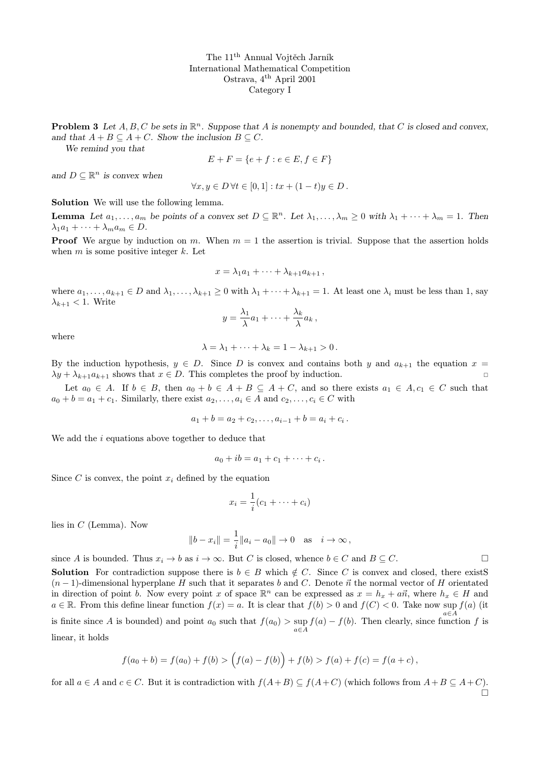The 11[th] Annual Vojtěch Jarník
International Mathematical Competition
Ostrava, 4[th] April 2001
Category I

**Problem 3** *Let $A, B, C$ be sets in $\mathbb{R}^n$. Suppose that $A$ is nonempty and bounded, that $C$ is closed and convex, and that $A + B \subseteq A + C$. Show the inclusion $B \subseteq C$.*

*We remind you that*

$$E + F = \{e + f : e \in E, f \in F\}$$

*and $D \subseteq \mathbb{R}^n$ is convex when*

$$\forall x, y \in D \, \forall t \in [0,1] : tx + (1-t)y \in D \, .$$

**Solution** We will use the following lemma.

**Lemma** *Let $a_1, \ldots, a_m$ be points of a convex set $D \subseteq \mathbb{R}^n$. Let $\lambda_1, \ldots, \lambda_m \geq 0$ with $\lambda_1 + \cdots + \lambda_m = 1$. Then $\lambda_1 a_1 + \cdots + \lambda_m a_m \in D$.*

**Proof** We argue by induction on $m$. When $m = 1$ the assertion is trivial. Suppose that the assertion holds when $m$ is some positive integer $k$. Let

$$x = \lambda_1 a_1 + \cdots + \lambda_{k+1} a_{k+1} \, ,$$

where $a_1, \ldots, a_{k+1} \in D$ and $\lambda_1, \ldots, \lambda_{k+1} \geq 0$ with $\lambda_1 + \cdots + \lambda_{k+1} = 1$. At least one $\lambda_i$ must be less than 1, say $\lambda_{k+1} < 1$. Write

$$y = \frac{\lambda_1}{\lambda} a_1 + \cdots + \frac{\lambda_k}{\lambda} a_k \, ,$$

where

$$\lambda = \lambda_1 + \cdots + \lambda_k = 1 - \lambda_{k+1} > 0 \, .$$

By the induction hypothesis, $y \in D$. Since $D$ is convex and contains both $y$ and $a_{k+1}$ the equation $x = \lambda y + \lambda_{k+1} a_{k+1}$ shows that $x \in D$. This completes the proof by induction. □

Let $a_0 \in A$. If $b \in B$, then $a_0 + b \in A + B \subseteq A + C$, and so there exists $a_1 \in A, c_1 \in C$ such that $a_0 + b = a_1 + c_1$. Similarly, there exist $a_2, \ldots, a_i \in A$ and $c_2, \ldots, c_i \in C$ with

$$a_1 + b = a_2 + c_2, \ldots, a_{i-1} + b = a_i + c_i \, .$$

We add the $i$ equations above together to deduce that

$$a_0 + ib = a_1 + c_1 + \cdots + c_i \, .$$

Since $C$ is convex, the point $x_i$ defined by the equation

$$x_i = \frac{1}{i}(c_1 + \cdots + c_i)$$

lies in $C$ (Lemma). Now

$$\|b - x_i\| = \frac{1}{i}\|a_i - a_0\| \to 0 \quad \text{as} \quad i \to \infty \, ,$$

since $A$ is bounded. Thus $x_i \to b$ as $i \to \infty$. But $C$ is closed, whence $b \in C$ and $B \subseteq C$. □

**Solution** For contradiction suppose there is $b \in B$ which $\notin C$. Since $C$ is convex and closed, there existS $(n-1)$-dimensional hyperplane $H$ such that it separates $b$ and $C$. Denote $\vec{n}$ the normal vector of $H$ orientated in direction of point $b$. Now every point $x$ of space $\mathbb{R}^n$ can be expressed as $x = h_x + a\vec{n}$, where $h_x \in H$ and $a \in \mathbb{R}$. From this define linear function $f(x) = a$. It is clear that $f(b) > 0$ and $f(C) < 0$. Take now $\sup_{a \in A} f(a)$ (it is finite since $A$ is bounded) and point $a_0$ such that $f(a_0) > \sup_{a \in A} f(a) - f(b)$. Then clearly, since function $f$ is linear, it holds

$$f(a_0 + b) = f(a_0) + f(b) > \Big(f(a) - f(b)\Big) + f(b) > f(a) + f(c) = f(a + c) \, ,$$

for all $a \in A$ and $c \in C$. But it is contradiction with $f(A + B) \subseteq f(A + C)$ (which follows from $A + B \subseteq A + C$). □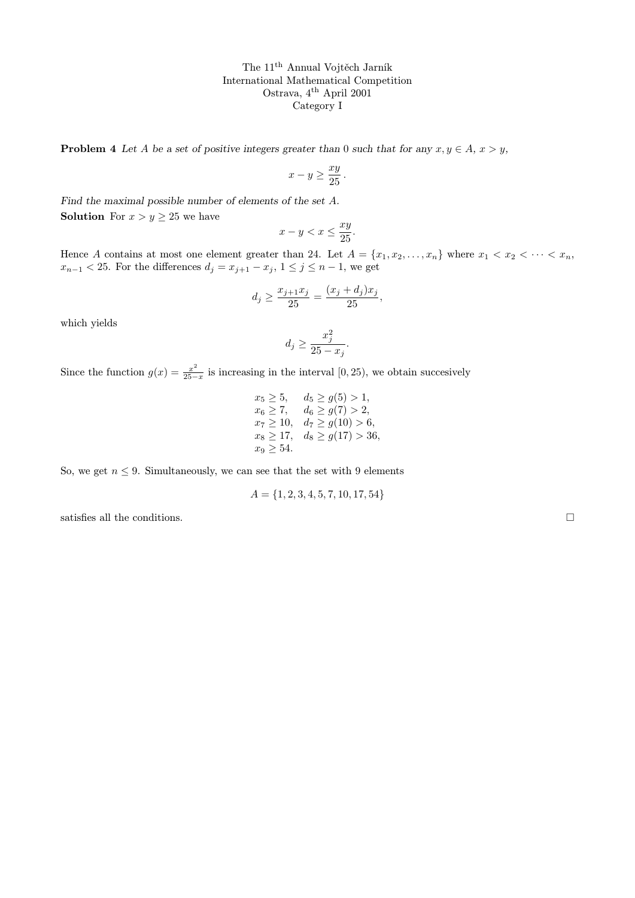The 11[th] Annual Vojtěch Jarník
International Mathematical Competition
Ostrava, 4[th] April 2001
Category I

**Problem 4** *Let $A$ be a set of positive integers greater than 0 such that for any $x, y \in A$, $x > y$,*

$$x - y \geq \frac{xy}{25}.$$

*Find the maximal possible number of elements of the set $A$.*

**Solution** For $x > y \geq 25$ we have

$$x - y < x \leq \frac{xy}{25}.$$

Hence $A$ contains at most one element greater than 24. Let $A = \{x_1, x_2, \ldots, x_n\}$ where $x_1 < x_2 < \cdots < x_n$, $x_{n-1} < 25$. For the differences $d_j = x_{j+1} - x_j$, $1 \leq j \leq n-1$, we get

$$d_j \geq \frac{x_{j+1} x_j}{25} = \frac{(x_j + d_j) x_j}{25},$$

which yields

$$d_j \geq \frac{x_j^2}{25 - x_j}.$$

Since the function $g(x) = \frac{x^2}{25-x}$ is increasing in the interval $[0, 25)$, we obtain succesively

$$\begin{array}{ll} x_5 \geq 5, & d_5 \geq g(5) > 1, \\ x_6 \geq 7, & d_6 \geq g(7) > 2, \\ x_7 \geq 10, & d_7 \geq g(10) > 6, \\ x_8 \geq 17, & d_8 \geq g(17) > 36, \\ x_9 \geq 54. & \end{array}$$

So, we get $n \leq 9$. Simultaneously, we can see that the set with 9 elements

$$A = \{1, 2, 3, 4, 5, 7, 10, 17, 54\}$$

satisfies all the conditions. □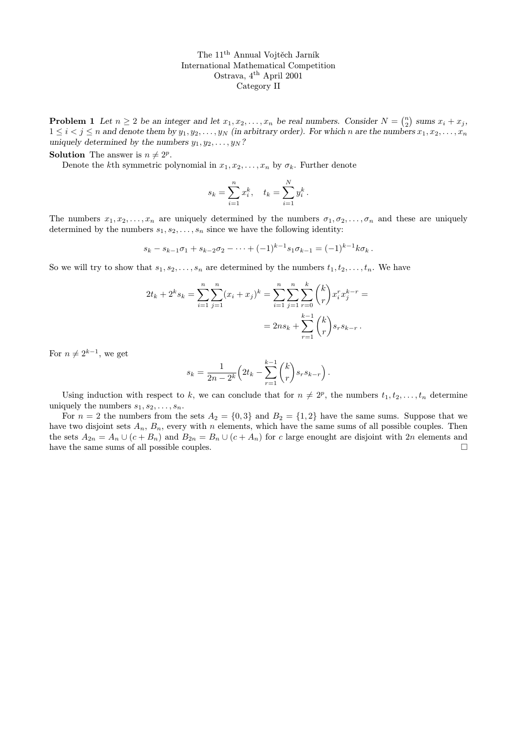The 11th Annual Vojtěch Jarník International Mathematical Competition
Ostrava, 4th April 2001
Category II

**Problem 1** *Let $n \geq 2$ be an integer and let $x_1, x_2, \dots, x_n$ be real numbers. Consider $N = \binom{n}{2}$ sums $x_i + x_j$, $1 \leq i < j \leq n$ and denote them by $y_1, y_2, \dots, y_N$ (in arbitrary order). For which $n$ are the numbers $x_1, x_2, \dots, x_n$ uniquely determined by the numbers $y_1, y_2, \dots, y_N$?*

**Solution** The answer is $n \neq 2^p$.

Denote the $k$th symmetric polynomial in $x_1, x_2, \dots, x_n$ by $\sigma_k$. Further denote

$$s_k = \sum_{i=1}^{n} x_i^k, \quad t_k = \sum_{i=1}^{N} y_i^k .$$

The numbers $x_1, x_2, \dots, x_n$ are uniquely determined by the numbers $\sigma_1, \sigma_2, \dots, \sigma_n$ and these are uniquely determined by the numbers $s_1, s_2, \dots, s_n$ since we have the following identity:

$$s_k - s_{k-1}\sigma_1 + s_{k-2}\sigma_2 - \cdots + (-1)^{k-1} s_1 \sigma_{k-1} = (-1)^{k-1} k \sigma_k .$$

So we will try to show that $s_1, s_2, \dots, s_n$ are determined by the numbers $t_1, t_2, \dots, t_n$. We have

$$2t_k + 2^k s_k = \sum_{i=1}^{n}\sum_{j=1}^{n}(x_i + x_j)^k = \sum_{i=1}^{n}\sum_{j=1}^{n}\sum_{r=0}^{k}\binom{k}{r} x_i^r x_j^{k-r} =$$

$$= 2ns_k + \sum_{r=1}^{k-1}\binom{k}{r} s_r s_{k-r} .$$

For $n \neq 2^{k-1}$, we get

$$s_k = \frac{1}{2n - 2^k}\Big(2t_k - \sum_{r=1}^{k-1}\binom{k}{r} s_r s_{k-r}\Big) .$$

Using induction with respect to $k$, we can conclude that for $n \neq 2^p$, the numbers $t_1, t_2, \dots, t_n$ determine uniquely the numbers $s_1, s_2, \dots, s_n$.

For $n = 2$ the numbers from the sets $A_2 = \{0, 3\}$ and $B_2 = \{1, 2\}$ have the same sums. Suppose that we have two disjoint sets $A_n$, $B_n$, every with $n$ elements, which have the same sums of all possible couples. Then the sets $A_{2n} = A_n \cup (c + B_n)$ and $B_{2n} = B_n \cup (c + A_n)$ for $c$ large enought are disjoint with $2n$ elements and have the same sums of all possible couples. □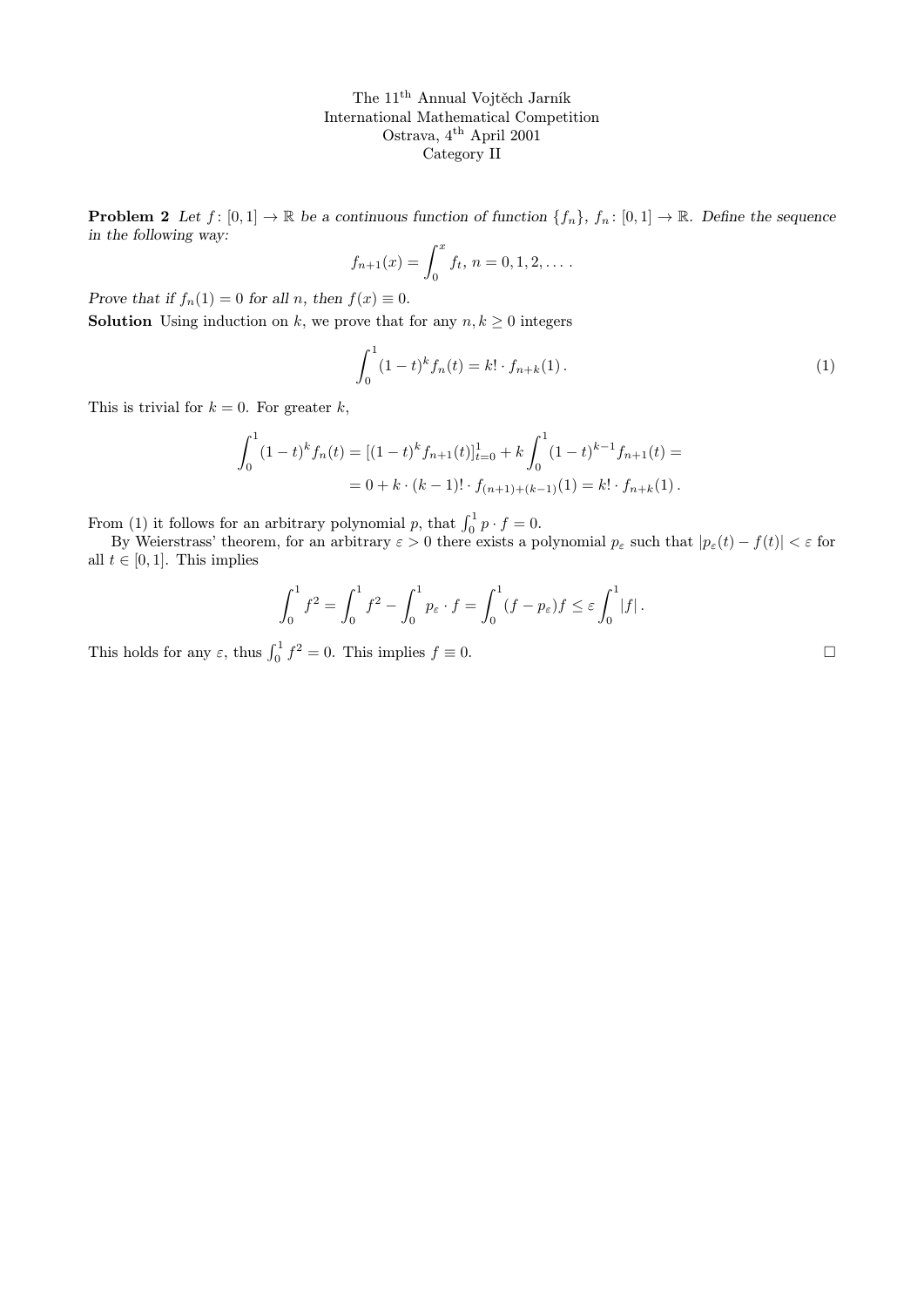The 11th Annual Vojtěch Jarník
International Mathematical Competition
Ostrava, 4th April 2001
Category II

**Problem 2** *Let $f\colon [0,1] \to \mathbb{R}$ be a continuous function of function $\{f_n\}$, $f_n\colon [0,1] \to \mathbb{R}$. Define the sequence in the following way:*

$$f_{n+1}(x) = \int_0^x f_t,\ n = 0, 1, 2, \dots .$$

*Prove that if $f_n(1) = 0$ for all $n$, then $f(x) \equiv 0$.*

**Solution** Using induction on $k$, we prove that for any $n, k \geq 0$ integers

$$\int_0^1 (1-t)^k f_n(t) = k! \cdot f_{n+k}(1)\,. \tag{1}$$

This is trivial for $k = 0$. For greater $k$,

$$\begin{aligned}\int_0^1 (1-t)^k f_n(t) &= [(1-t)^k f_{n+1}(t)]_{t=0}^1 + k\int_0^1 (1-t)^{k-1} f_{n+1}(t) = \\ &= 0 + k \cdot (k-1)! \cdot f_{(n+1)+(k-1)}(1) = k! \cdot f_{n+k}(1)\,.\end{aligned}$$

From (1) it follows for an arbitrary polynomial $p$, that $\int_0^1 p \cdot f = 0$.

By Weierstrass' theorem, for an arbitrary $\varepsilon > 0$ there exists a polynomial $p_\varepsilon$ such that $|p_\varepsilon(t) - f(t)| < \varepsilon$ for all $t \in [0,1]$. This implies

$$\int_0^1 f^2 = \int_0^1 f^2 - \int_0^1 p_\varepsilon \cdot f = \int_0^1 (f - p_\varepsilon) f \leq \varepsilon \int_0^1 |f|\,.$$

This holds for any $\varepsilon$, thus $\int_0^1 f^2 = 0$. This implies $f \equiv 0$. $\square$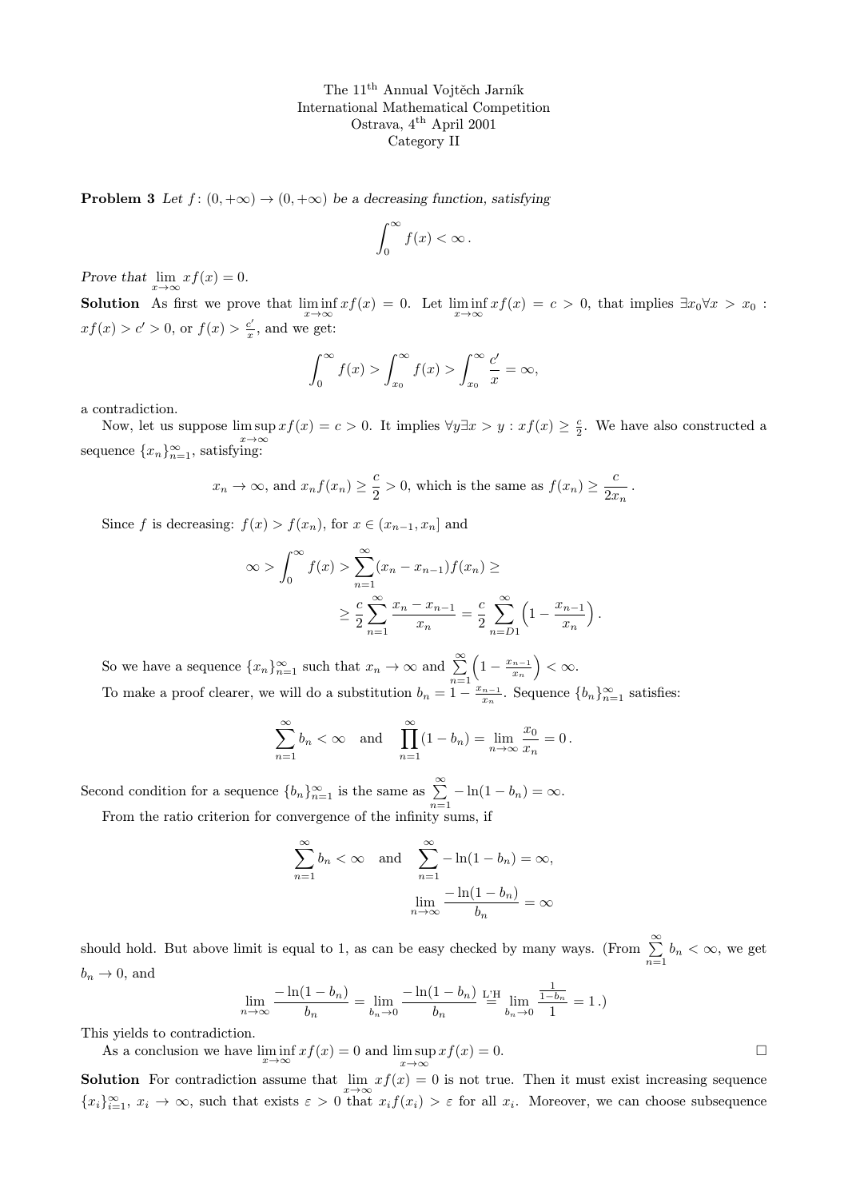The 11[th] Annual Vojtěch Jarník
International Mathematical Competition
Ostrava, 4[th] April 2001
Category II

**Problem 3** *Let $f\colon (0,+\infty) \to (0,+\infty)$ be a decreasing function, satisfying*

$$\int_0^\infty f(x) < \infty\,.$$

*Prove that* $\lim\limits_{x\to\infty} xf(x) = 0$.

**Solution** As first we prove that $\liminf\limits_{x\to\infty} xf(x) = 0$. Let $\liminf\limits_{x\to\infty} xf(x) = c > 0$, that implies $\exists x_0 \forall x > x_0$ : $xf(x) > c' > 0$, or $f(x) > \frac{c'}{x}$, and we get:

$$\int_0^\infty f(x) > \int_{x_0}^\infty f(x) > \int_{x_0}^\infty \frac{c'}{x} = \infty,$$

a contradiction.

Now, let us suppose $\limsup\limits_{x\to\infty} xf(x) = c > 0$. It implies $\forall y \exists x > y : xf(x) \geq \frac{c}{2}$. We have also constructed a sequence $\{x_n\}_{n=1}^\infty$, satisfying:

$$x_n \to \infty, \text{ and } x_n f(x_n) \geq \frac{c}{2} > 0, \text{ which is the same as } f(x_n) \geq \frac{c}{2x_n}\,.$$

Since $f$ is decreasing: $f(x) > f(x_n)$, for $x \in (x_{n-1}, x_n]$ and

$$\infty > \int_0^\infty f(x) > \sum_{n=1}^\infty (x_n - x_{n-1}) f(x_n) \geq$$
$$\geq \frac{c}{2}\sum_{n=1}^\infty \frac{x_n - x_{n-1}}{x_n} = \frac{c}{2}\sum_{n=D1}^\infty \left(1 - \frac{x_{n-1}}{x_n}\right).$$

So we have a sequence $\{x_n\}_{n=1}^\infty$ such that $x_n \to \infty$ and $\sum\limits_{n=1}^\infty \left(1 - \frac{x_{n-1}}{x_n}\right) < \infty$.

To make a proof clearer, we will do a substitution $b_n = 1 - \frac{x_{n-1}}{x_n}$. Sequence $\{b_n\}_{n=1}^\infty$ satisfies:

$$\sum_{n=1}^\infty b_n < \infty \quad \text{and} \quad \prod_{n=1}^\infty (1 - b_n) = \lim_{n\to\infty} \frac{x_0}{x_n} = 0\,.$$

Second condition for a sequence $\{b_n\}_{n=1}^\infty$ is the same as $\sum\limits_{n=1}^\infty -\ln(1 - b_n) = \infty$.

From the ratio criterion for convergence of the infinity sums, if

$$\sum_{n=1}^\infty b_n < \infty \quad \text{and} \quad \sum_{n=1}^\infty -\ln(1 - b_n) = \infty,$$
$$\lim_{n\to\infty} \frac{-\ln(1 - b_n)}{b_n} = \infty$$

should hold. But above limit is equal to 1, as can be easy checked by many ways. (From $\sum\limits_{n=1}^\infty b_n < \infty$, we get $b_n \to 0$, and

$$\lim_{n\to\infty} \frac{-\ln(1 - b_n)}{b_n} = \lim_{b_n\to 0} \frac{-\ln(1 - b_n)}{b_n} \overset{\text{L'H}}{=} \lim_{b_n\to 0} \frac{\frac{1}{1-b_n}}{1} = 1\,.)$$

This yields to contradiction.

As a conclusion we have $\liminf\limits_{x\to\infty} xf(x) = 0$ and $\limsup\limits_{x\to\infty} xf(x) = 0$. □

**Solution** For contradiction assume that $\lim\limits_{x\to\infty} xf(x) = 0$ is not true. Then it must exist increasing sequence $\{x_i\}_{i=1}^\infty$, $x_i \to \infty$, such that exists $\varepsilon > 0$ that $x_i f(x_i) > \varepsilon$ for all $x_i$. Moreover, we can choose subsequence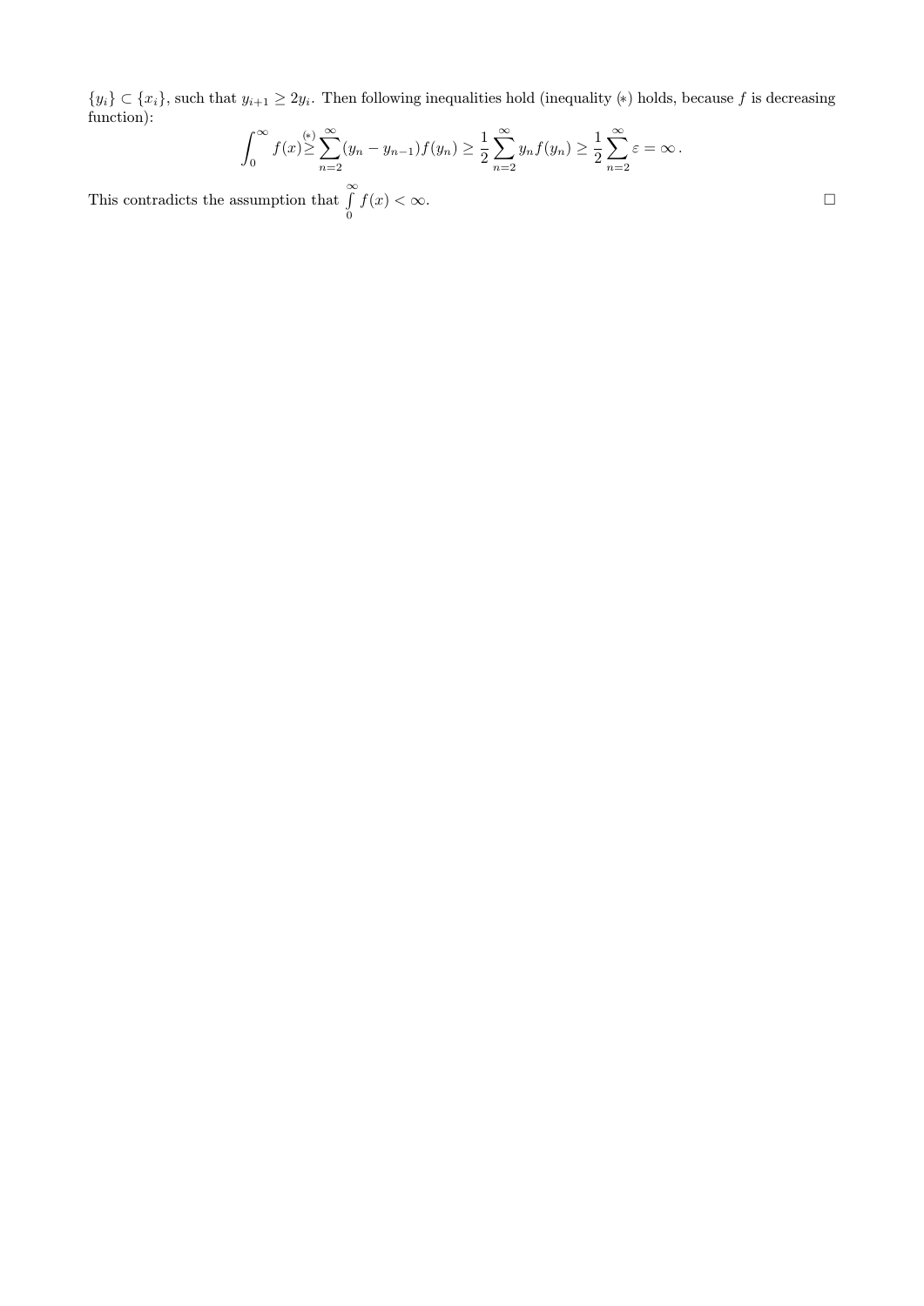$\{y_i\} \subset \{x_i\}$, such that $y_{i+1} \geq 2y_i$. Then following inequalities hold (inequality $(*)$ holds, because $f$ is decreasing function):

$$\int_0^{\infty} f(x) \overset{(*)}{\geq} \sum_{n=2}^{\infty} (y_n - y_{n-1}) f(y_n) \geq \frac{1}{2} \sum_{n=2}^{\infty} y_n f(y_n) \geq \frac{1}{2} \sum_{n=2}^{\infty} \varepsilon = \infty \, .$$

This contradicts the assumption that $\int\limits_0^{\infty} f(x) < \infty$. □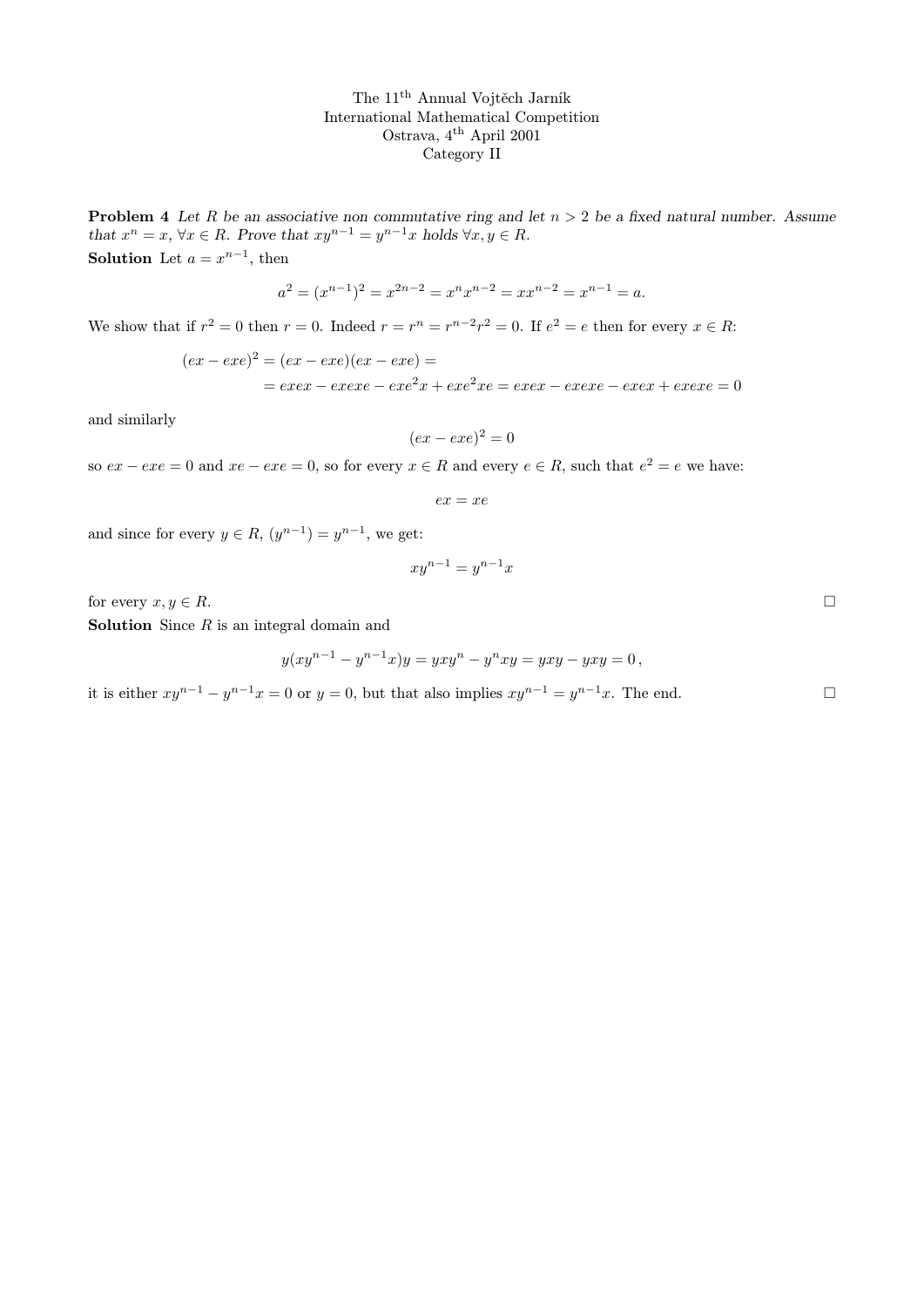The 11[th] Annual Vojtěch Jarník
International Mathematical Competition
Ostrava, 4[th] April 2001
Category II

**Problem 4** *Let $R$ be an associative non commutative ring and let $n > 2$ be a fixed natural number. Assume that $x^n = x$, $\forall x \in R$. Prove that $xy^{n-1} = y^{n-1}x$ holds $\forall x, y \in R$.*

**Solution** Let $a = x^{n-1}$, then

$$a^2 = (x^{n-1})^2 = x^{2n-2} = x^n x^{n-2} = xx^{n-2} = x^{n-1} = a.$$

We show that if $r^2 = 0$ then $r = 0$. Indeed $r = r^n = r^{n-2}r^2 = 0$. If $e^2 = e$ then for every $x \in R$:

$$\begin{aligned}(ex - exe)^2 &= (ex - exe)(ex - exe) = \\ &= exex - exexe - exe^2x + exe^2xe = exex - exexe - exex + exexe = 0\end{aligned}$$

and similarly

$$(ex - exe)^2 = 0$$

so $ex - exe = 0$ and $xe - exe = 0$, so for every $x \in R$ and every $e \in R$, such that $e^2 = e$ we have:

$$ex = xe$$

and since for every $y \in R$, $(y^{n-1}) = y^{n-1}$, we get:

$$xy^{n-1} = y^{n-1}x$$

for every $x, y \in R$. □

**Solution** Since $R$ is an integral domain and

$$y(xy^{n-1} - y^{n-1}x)y = yxy^n - y^nxy = yxy - yxy = 0\,,$$

it is either $xy^{n-1} - y^{n-1}x = 0$ or $y = 0$, but that also implies $xy^{n-1} = y^{n-1}x$. The end. □